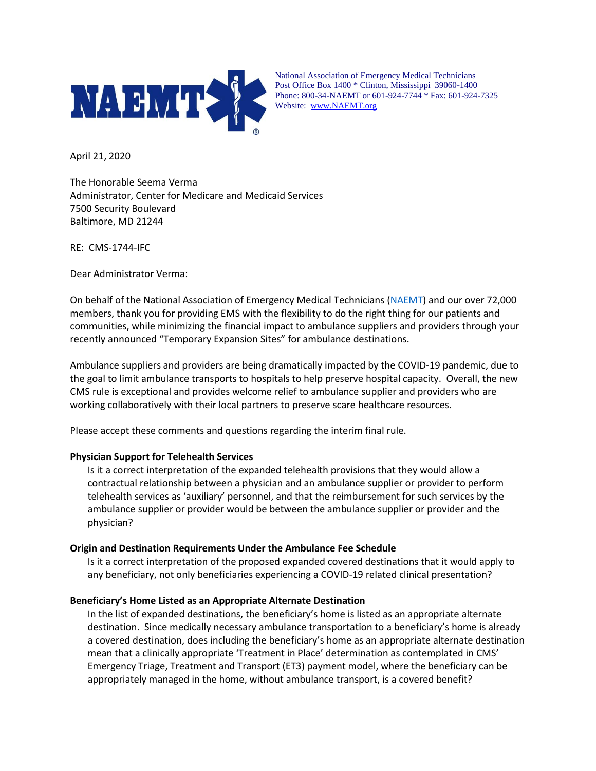National Association of Emergency Medical Technicians
Post Office Box 1400 * Clinton, Mississippi 39060-1400
Phone: 800-34-NAEMT or 601-924-7744 * Fax: 601-924-7325
Website: [www.NAEMT.org](http://www.NAEMT.org)

April 21, 2020

The Honorable Seema Verma
Administrator, Center for Medicare and Medicaid Services
7500 Security Boulevard
Baltimore, MD 21244

RE: CMS-1744-IFC

Dear Administrator Verma:

On behalf of the National Association of Emergency Medical Technicians ([NAEMT](http://www.NAEMT.org)) and our over 72,000 members, thank you for providing EMS with the flexibility to do the right thing for our patients and communities, while minimizing the financial impact to ambulance suppliers and providers through your recently announced "Temporary Expansion Sites" for ambulance destinations.

Ambulance suppliers and providers are being dramatically impacted by the COVID-19 pandemic, due to the goal to limit ambulance transports to hospitals to help preserve hospital capacity. Overall, the new CMS rule is exceptional and provides welcome relief to ambulance supplier and providers who are working collaboratively with their local partners to preserve scare healthcare resources.

Please accept these comments and questions regarding the interim final rule.

**Physician Support for Telehealth Services**

Is it a correct interpretation of the expanded telehealth provisions that they would allow a contractual relationship between a physician and an ambulance supplier or provider to perform telehealth services as 'auxiliary' personnel, and that the reimbursement for such services by the ambulance supplier or provider would be between the ambulance supplier or provider and the physician?

**Origin and Destination Requirements Under the Ambulance Fee Schedule**

Is it a correct interpretation of the proposed expanded covered destinations that it would apply to any beneficiary, not only beneficiaries experiencing a COVID-19 related clinical presentation?

**Beneficiary's Home Listed as an Appropriate Alternate Destination**

In the list of expanded destinations, the beneficiary's home is listed as an appropriate alternate destination. Since medically necessary ambulance transportation to a beneficiary's home is already a covered destination, does including the beneficiary's home as an appropriate alternate destination mean that a clinically appropriate 'Treatment in Place' determination as contemplated in CMS' Emergency Triage, Treatment and Transport (ET3) payment model, where the beneficiary can be appropriately managed in the home, without ambulance transport, is a covered benefit?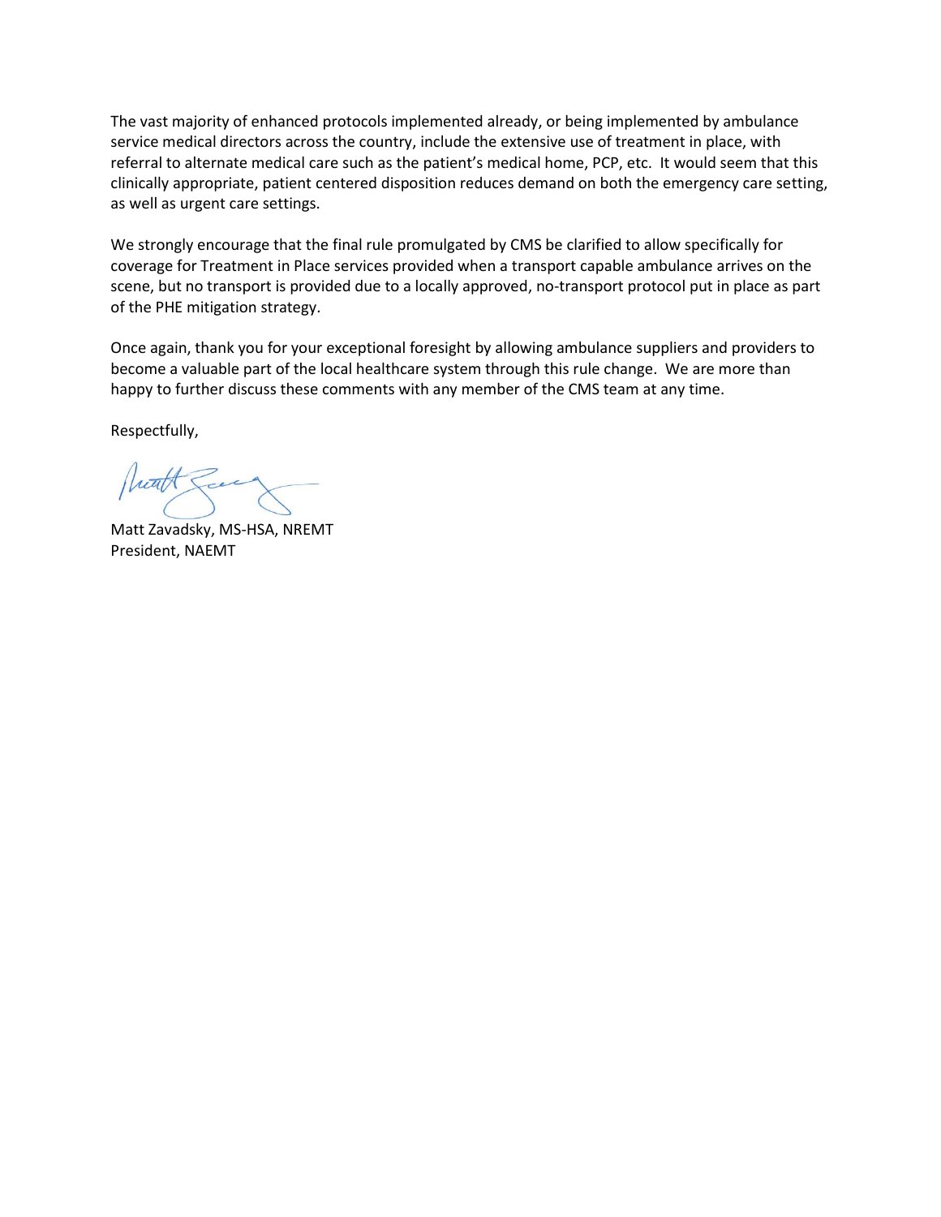The vast majority of enhanced protocols implemented already, or being implemented by ambulance service medical directors across the country, include the extensive use of treatment in place, with referral to alternate medical care such as the patient's medical home, PCP, etc. It would seem that this clinically appropriate, patient centered disposition reduces demand on both the emergency care setting, as well as urgent care settings.

We strongly encourage that the final rule promulgated by CMS be clarified to allow specifically for coverage for Treatment in Place services provided when a transport capable ambulance arrives on the scene, but no transport is provided due to a locally approved, no-transport protocol put in place as part of the PHE mitigation strategy.

Once again, thank you for your exceptional foresight by allowing ambulance suppliers and providers to become a valuable part of the local healthcare system through this rule change. We are more than happy to further discuss these comments with any member of the CMS team at any time.

Respectfully,

Matt Zavadsky, MS-HSA, NREMT
President, NAEMT